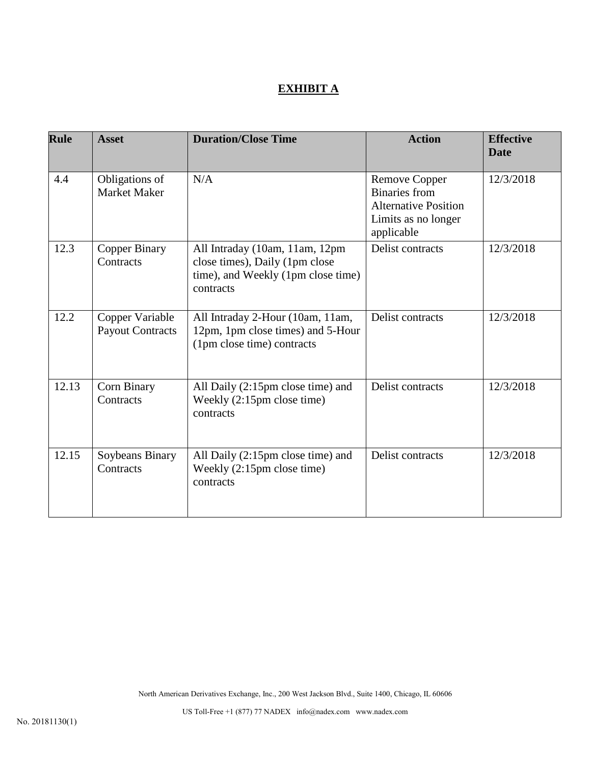# EXHIBIT A

| Rule | Asset | Duration/Close Time | Action | Effective Date |
|---|---|---|---|---|
| 4.4 | Obligations of Market Maker | N/A | Remove Copper Binaries from Alternative Position Limits as no longer applicable | 12/3/2018 |
| 12.3 | Copper Binary Contracts | All Intraday (10am, 11am, 12pm close times), Daily (1pm close time), and Weekly (1pm close time) contracts | Delist contracts | 12/3/2018 |
| 12.2 | Copper Variable Payout Contracts | All Intraday 2-Hour (10am, 11am, 12pm, 1pm close times) and 5-Hour (1pm close time) contracts | Delist contracts | 12/3/2018 |
| 12.13 | Corn Binary Contracts | All Daily (2:15pm close time) and Weekly (2:15pm close time) contracts | Delist contracts | 12/3/2018 |
| 12.15 | Soybeans Binary Contracts | All Daily (2:15pm close time) and Weekly (2:15pm close time) contracts | Delist contracts | 12/3/2018 |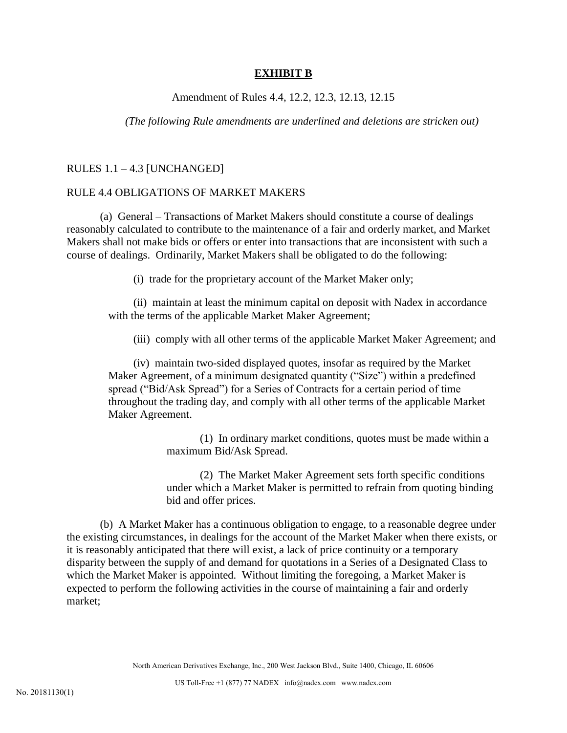## EXHIBIT B

Amendment of Rules 4.4, 12.2, 12.3, 12.13, 12.15

*(The following Rule amendments are underlined and deletions are stricken out)*

RULES 1.1 – 4.3 [UNCHANGED]

RULE 4.4 OBLIGATIONS OF MARKET MAKERS

(a) General – Transactions of Market Makers should constitute a course of dealings reasonably calculated to contribute to the maintenance of a fair and orderly market, and Market Makers shall not make bids or offers or enter into transactions that are inconsistent with such a course of dealings. Ordinarily, Market Makers shall be obligated to do the following:

(i) trade for the proprietary account of the Market Maker only;

(ii) maintain at least the minimum capital on deposit with Nadex in accordance with the terms of the applicable Market Maker Agreement;

(iii) comply with all other terms of the applicable Market Maker Agreement; and

(iv) maintain two-sided displayed quotes, insofar as required by the Market Maker Agreement, of a minimum designated quantity ("Size") within a predefined spread ("Bid/Ask Spread") for a Series of Contracts for a certain period of time throughout the trading day, and comply with all other terms of the applicable Market Maker Agreement.

(1) In ordinary market conditions, quotes must be made within a maximum Bid/Ask Spread.

(2) The Market Maker Agreement sets forth specific conditions under which a Market Maker is permitted to refrain from quoting binding bid and offer prices.

(b) A Market Maker has a continuous obligation to engage, to a reasonable degree under the existing circumstances, in dealings for the account of the Market Maker when there exists, or it is reasonably anticipated that there will exist, a lack of price continuity or a temporary disparity between the supply of and demand for quotations in a Series of a Designated Class to which the Market Maker is appointed. Without limiting the foregoing, a Market Maker is expected to perform the following activities in the course of maintaining a fair and orderly market;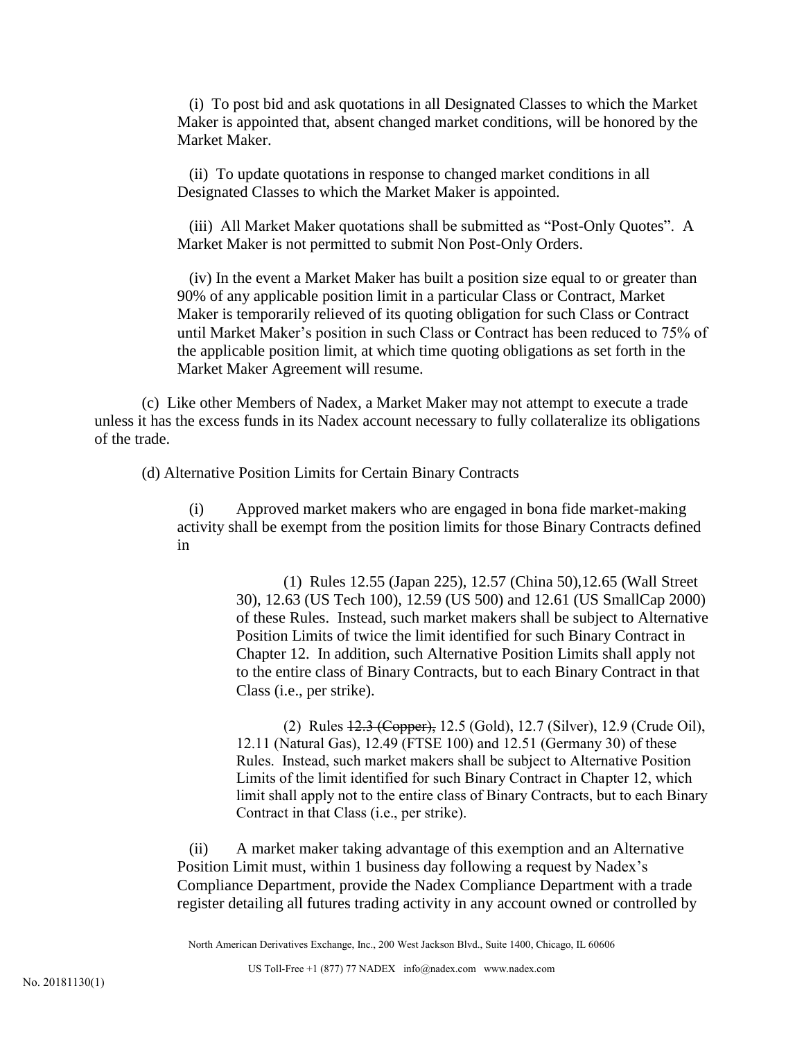(i) To post bid and ask quotations in all Designated Classes to which the Market Maker is appointed that, absent changed market conditions, will be honored by the Market Maker.

(ii) To update quotations in response to changed market conditions in all Designated Classes to which the Market Maker is appointed.

(iii) All Market Maker quotations shall be submitted as "Post-Only Quotes". A Market Maker is not permitted to submit Non Post-Only Orders.

(iv) In the event a Market Maker has built a position size equal to or greater than 90% of any applicable position limit in a particular Class or Contract, Market Maker is temporarily relieved of its quoting obligation for such Class or Contract until Market Maker's position in such Class or Contract has been reduced to 75% of the applicable position limit, at which time quoting obligations as set forth in the Market Maker Agreement will resume.

(c) Like other Members of Nadex, a Market Maker may not attempt to execute a trade unless it has the excess funds in its Nadex account necessary to fully collateralize its obligations of the trade.

(d) Alternative Position Limits for Certain Binary Contracts

(i) Approved market makers who are engaged in bona fide market-making activity shall be exempt from the position limits for those Binary Contracts defined in

(1) Rules 12.55 (Japan 225), 12.57 (China 50),12.65 (Wall Street 30), 12.63 (US Tech 100), 12.59 (US 500) and 12.61 (US SmallCap 2000) of these Rules. Instead, such market makers shall be subject to Alternative Position Limits of twice the limit identified for such Binary Contract in Chapter 12. In addition, such Alternative Position Limits shall apply not to the entire class of Binary Contracts, but to each Binary Contract in that Class (i.e., per strike).

(2) Rules ~~12.3 (Copper),~~ 12.5 (Gold), 12.7 (Silver), 12.9 (Crude Oil), 12.11 (Natural Gas), 12.49 (FTSE 100) and 12.51 (Germany 30) of these Rules. Instead, such market makers shall be subject to Alternative Position Limits of the limit identified for such Binary Contract in Chapter 12, which limit shall apply not to the entire class of Binary Contracts, but to each Binary Contract in that Class (i.e., per strike).

(ii) A market maker taking advantage of this exemption and an Alternative Position Limit must, within 1 business day following a request by Nadex's Compliance Department, provide the Nadex Compliance Department with a trade register detailing all futures trading activity in any account owned or controlled by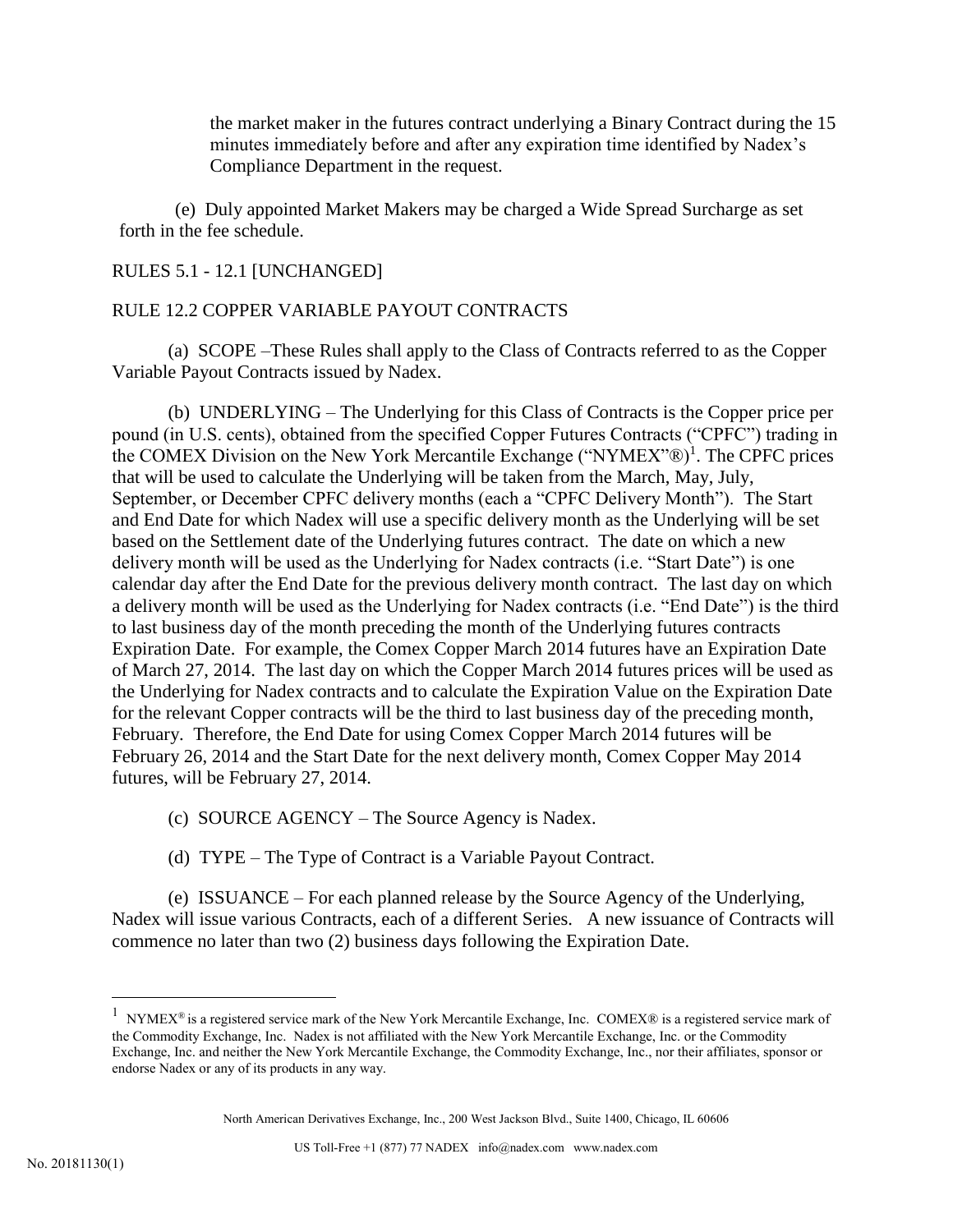the market maker in the futures contract underlying a Binary Contract during the 15 minutes immediately before and after any expiration time identified by Nadex's Compliance Department in the request.

(e) Duly appointed Market Makers may be charged a Wide Spread Surcharge as set forth in the fee schedule.

RULES 5.1 - 12.1 [UNCHANGED]

RULE 12.2 COPPER VARIABLE PAYOUT CONTRACTS

(a) SCOPE –These Rules shall apply to the Class of Contracts referred to as the Copper Variable Payout Contracts issued by Nadex.

(b) UNDERLYING – The Underlying for this Class of Contracts is the Copper price per pound (in U.S. cents), obtained from the specified Copper Futures Contracts ("CPFC") trading in the COMEX Division on the New York Mercantile Exchange ("NYMEX"®)[1]. The CPFC prices that will be used to calculate the Underlying will be taken from the March, May, July, September, or December CPFC delivery months (each a "CPFC Delivery Month"). The Start and End Date for which Nadex will use a specific delivery month as the Underlying will be set based on the Settlement date of the Underlying futures contract. The date on which a new delivery month will be used as the Underlying for Nadex contracts (i.e. "Start Date") is one calendar day after the End Date for the previous delivery month contract. The last day on which a delivery month will be used as the Underlying for Nadex contracts (i.e. "End Date") is the third to last business day of the month preceding the month of the Underlying futures contracts Expiration Date. For example, the Comex Copper March 2014 futures have an Expiration Date of March 27, 2014. The last day on which the Copper March 2014 futures prices will be used as the Underlying for Nadex contracts and to calculate the Expiration Value on the Expiration Date for the relevant Copper contracts will be the third to last business day of the preceding month, February. Therefore, the End Date for using Comex Copper March 2014 futures will be February 26, 2014 and the Start Date for the next delivery month, Comex Copper May 2014 futures, will be February 27, 2014.

(c) SOURCE AGENCY – The Source Agency is Nadex.

(d) TYPE – The Type of Contract is a Variable Payout Contract.

(e) ISSUANCE – For each planned release by the Source Agency of the Underlying, Nadex will issue various Contracts, each of a different Series. A new issuance of Contracts will commence no later than two (2) business days following the Expiration Date.

[1] NYMEX® is a registered service mark of the New York Mercantile Exchange, Inc. COMEX® is a registered service mark of the Commodity Exchange, Inc. Nadex is not affiliated with the New York Mercantile Exchange, Inc. or the Commodity Exchange, Inc. and neither the New York Mercantile Exchange, the Commodity Exchange, Inc., nor their affiliates, sponsor or endorse Nadex or any of its products in any way.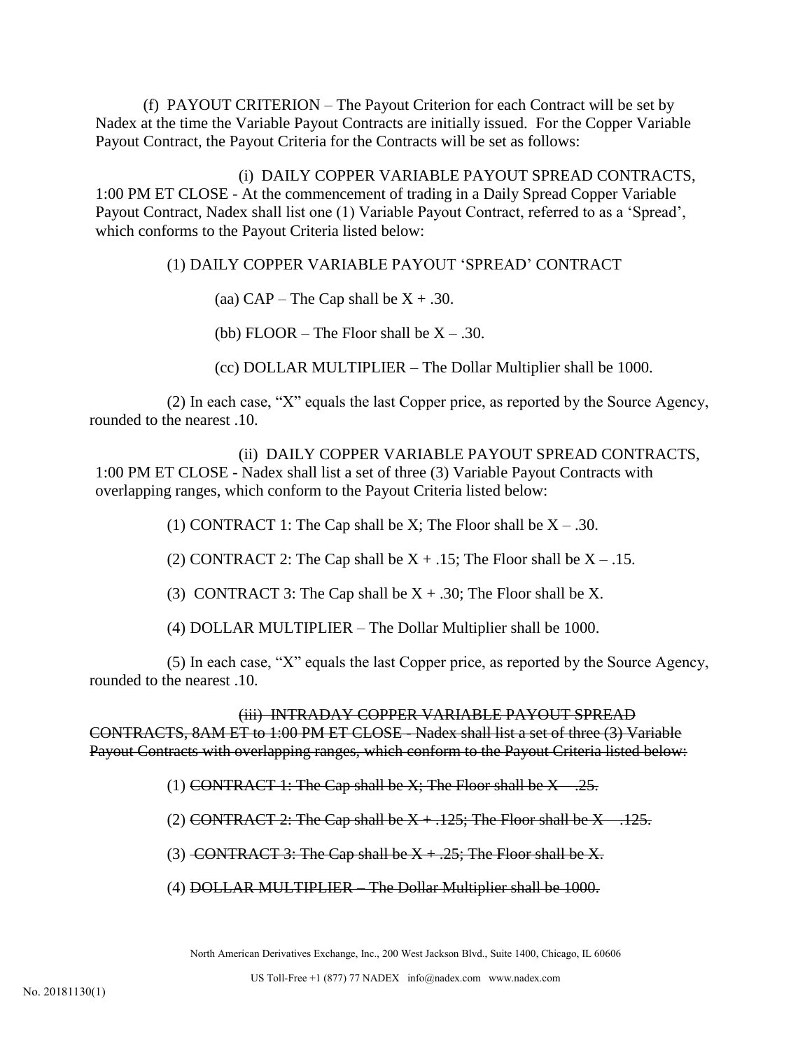(f) PAYOUT CRITERION – The Payout Criterion for each Contract will be set by Nadex at the time the Variable Payout Contracts are initially issued. For the Copper Variable Payout Contract, the Payout Criteria for the Contracts will be set as follows:

(i) DAILY COPPER VARIABLE PAYOUT SPREAD CONTRACTS, 1:00 PM ET CLOSE - At the commencement of trading in a Daily Spread Copper Variable Payout Contract, Nadex shall list one (1) Variable Payout Contract, referred to as a 'Spread', which conforms to the Payout Criteria listed below:

(1) DAILY COPPER VARIABLE PAYOUT 'SPREAD' CONTRACT

(aa) CAP – The Cap shall be X + .30.

(bb) FLOOR – The Floor shall be X – .30.

(cc) DOLLAR MULTIPLIER – The Dollar Multiplier shall be 1000.

(2) In each case, "X" equals the last Copper price, as reported by the Source Agency, rounded to the nearest .10.

(ii) DAILY COPPER VARIABLE PAYOUT SPREAD CONTRACTS, 1:00 PM ET CLOSE - Nadex shall list a set of three (3) Variable Payout Contracts with overlapping ranges, which conform to the Payout Criteria listed below:

(1) CONTRACT 1: The Cap shall be X; The Floor shall be X – .30.

(2) CONTRACT 2: The Cap shall be X + .15; The Floor shall be X – .15.

(3) CONTRACT 3: The Cap shall be X + .30; The Floor shall be X.

(4) DOLLAR MULTIPLIER – The Dollar Multiplier shall be 1000.

(5) In each case, "X" equals the last Copper price, as reported by the Source Agency, rounded to the nearest .10.

~~(iii) INTRADAY COPPER VARIABLE PAYOUT SPREAD CONTRACTS, 8AM ET to 1:00 PM ET CLOSE - Nadex shall list a set of three (3) Variable Payout Contracts with overlapping ranges, which conform to the Payout Criteria listed below:~~

(1) ~~CONTRACT 1: The Cap shall be X; The Floor shall be X – .25.~~

(2) ~~CONTRACT 2: The Cap shall be X + .125; The Floor shall be X – .125.~~

(3) ~~CONTRACT 3: The Cap shall be X + .25; The Floor shall be X.~~

(4) ~~DOLLAR MULTIPLIER – The Dollar Multiplier shall be 1000.~~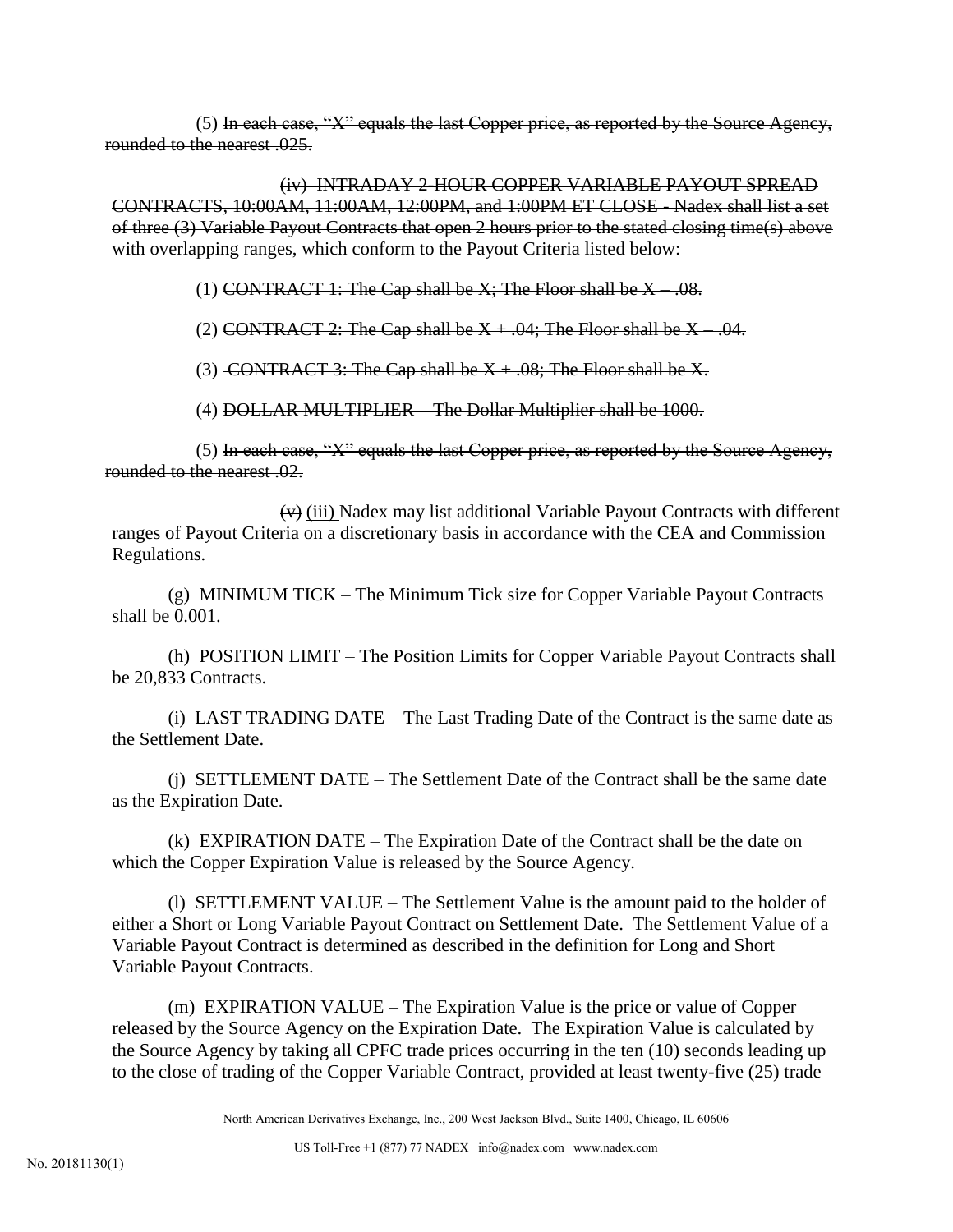(5) ~~In each case, "X" equals the last Copper price, as reported by the Source Agency, rounded to the nearest .025.~~

~~(iv) INTRADAY 2-HOUR COPPER VARIABLE PAYOUT SPREAD CONTRACTS, 10:00AM, 11:00AM, 12:00PM, and 1:00PM ET CLOSE - Nadex shall list a set of three (3) Variable Payout Contracts that open 2 hours prior to the stated closing time(s) above with overlapping ranges, which conform to the Payout Criteria listed below:~~

(1) ~~CONTRACT 1: The Cap shall be X; The Floor shall be X – .08.~~

(2) ~~CONTRACT 2: The Cap shall be X + .04; The Floor shall be X – .04.~~

(3) ~~CONTRACT 3: The Cap shall be X + .08; The Floor shall be X.~~

(4) ~~DOLLAR MULTIPLIER – The Dollar Multiplier shall be 1000.~~

(5) ~~In each case, "X" equals the last Copper price, as reported by the Source Agency, rounded to the nearest .02.~~

~~(v)~~ <u>(iii)</u> Nadex may list additional Variable Payout Contracts with different ranges of Payout Criteria on a discretionary basis in accordance with the CEA and Commission Regulations.

(g) MINIMUM TICK – The Minimum Tick size for Copper Variable Payout Contracts shall be 0.001.

(h) POSITION LIMIT – The Position Limits for Copper Variable Payout Contracts shall be 20,833 Contracts.

(i) LAST TRADING DATE – The Last Trading Date of the Contract is the same date as the Settlement Date.

(j) SETTLEMENT DATE – The Settlement Date of the Contract shall be the same date as the Expiration Date.

(k) EXPIRATION DATE – The Expiration Date of the Contract shall be the date on which the Copper Expiration Value is released by the Source Agency.

(l) SETTLEMENT VALUE – The Settlement Value is the amount paid to the holder of either a Short or Long Variable Payout Contract on Settlement Date. The Settlement Value of a Variable Payout Contract is determined as described in the definition for Long and Short Variable Payout Contracts.

(m) EXPIRATION VALUE – The Expiration Value is the price or value of Copper released by the Source Agency on the Expiration Date. The Expiration Value is calculated by the Source Agency by taking all CPFC trade prices occurring in the ten (10) seconds leading up to the close of trading of the Copper Variable Contract, provided at least twenty-five (25) trade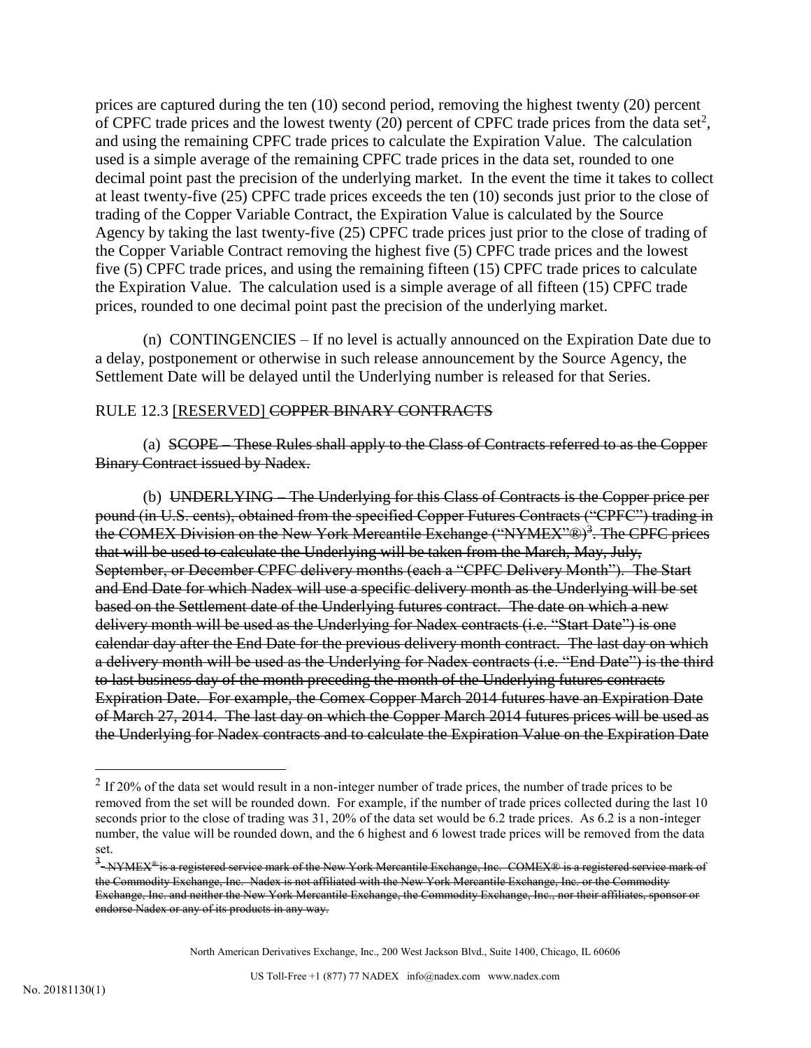prices are captured during the ten (10) second period, removing the highest twenty (20) percent of CPFC trade prices and the lowest twenty (20) percent of CPFC trade prices from the data set[2], and using the remaining CPFC trade prices to calculate the Expiration Value. The calculation used is a simple average of the remaining CPFC trade prices in the data set, rounded to one decimal point past the precision of the underlying market. In the event the time it takes to collect at least twenty-five (25) CPFC trade prices exceeds the ten (10) seconds just prior to the close of trading of the Copper Variable Contract, the Expiration Value is calculated by the Source Agency by taking the last twenty-five (25) CPFC trade prices just prior to the close of trading of the Copper Variable Contract removing the highest five (5) CPFC trade prices and the lowest five (5) CPFC trade prices, and using the remaining fifteen (15) CPFC trade prices to calculate the Expiration Value. The calculation used is a simple average of all fifteen (15) CPFC trade prices, rounded to one decimal point past the precision of the underlying market.

(n) CONTINGENCIES – If no level is actually announced on the Expiration Date due to a delay, postponement or otherwise in such release announcement by the Source Agency, the Settlement Date will be delayed until the Underlying number is released for that Series.

RULE 12.3 [RESERVED] ~~COPPER BINARY CONTRACTS~~

(a) ~~SCOPE – These Rules shall apply to the Class of Contracts referred to as the Copper Binary Contract issued by Nadex.~~

(b) ~~UNDERLYING – The Underlying for this Class of Contracts is the Copper price per pound (in U.S. cents), obtained from the specified Copper Futures Contracts ("CPFC") trading in the COMEX Division on the New York Mercantile Exchange ("NYMEX"®)[3]. The CPFC prices that will be used to calculate the Underlying will be taken from the March, May, July, September, or December CPFC delivery months (each a "CPFC Delivery Month"). The Start and End Date for which Nadex will use a specific delivery month as the Underlying will be set based on the Settlement date of the Underlying futures contract. The date on which a new delivery month will be used as the Underlying for Nadex contracts (i.e. "Start Date") is one calendar day after the End Date for the previous delivery month contract. The last day on which a delivery month will be used as the Underlying for Nadex contracts (i.e. "End Date") is the third to last business day of the month preceding the month of the Underlying futures contracts Expiration Date. For example, the Comex Copper March 2014 futures have an Expiration Date of March 27, 2014. The last day on which the Copper March 2014 futures prices will be used as the Underlying for Nadex contracts and to calculate the Expiration Value on the Expiration Date~~

---

[2] If 20% of the data set would result in a non-integer number of trade prices, the number of trade prices to be removed from the set will be rounded down. For example, if the number of trade prices collected during the last 10 seconds prior to the close of trading was 31, 20% of the data set would be 6.2 trade prices. As 6.2 is a non-integer number, the value will be rounded down, and the 6 highest and 6 lowest trade prices will be removed from the data set.

~~[3] NYMEX® is a registered service mark of the New York Mercantile Exchange, Inc. COMEX® is a registered service mark of the Commodity Exchange, Inc. Nadex is not affiliated with the New York Mercantile Exchange, Inc. or the Commodity Exchange, Inc. and neither the New York Mercantile Exchange, the Commodity Exchange, Inc., nor their affiliates, sponsor or endorse Nadex or any of its products in any way.~~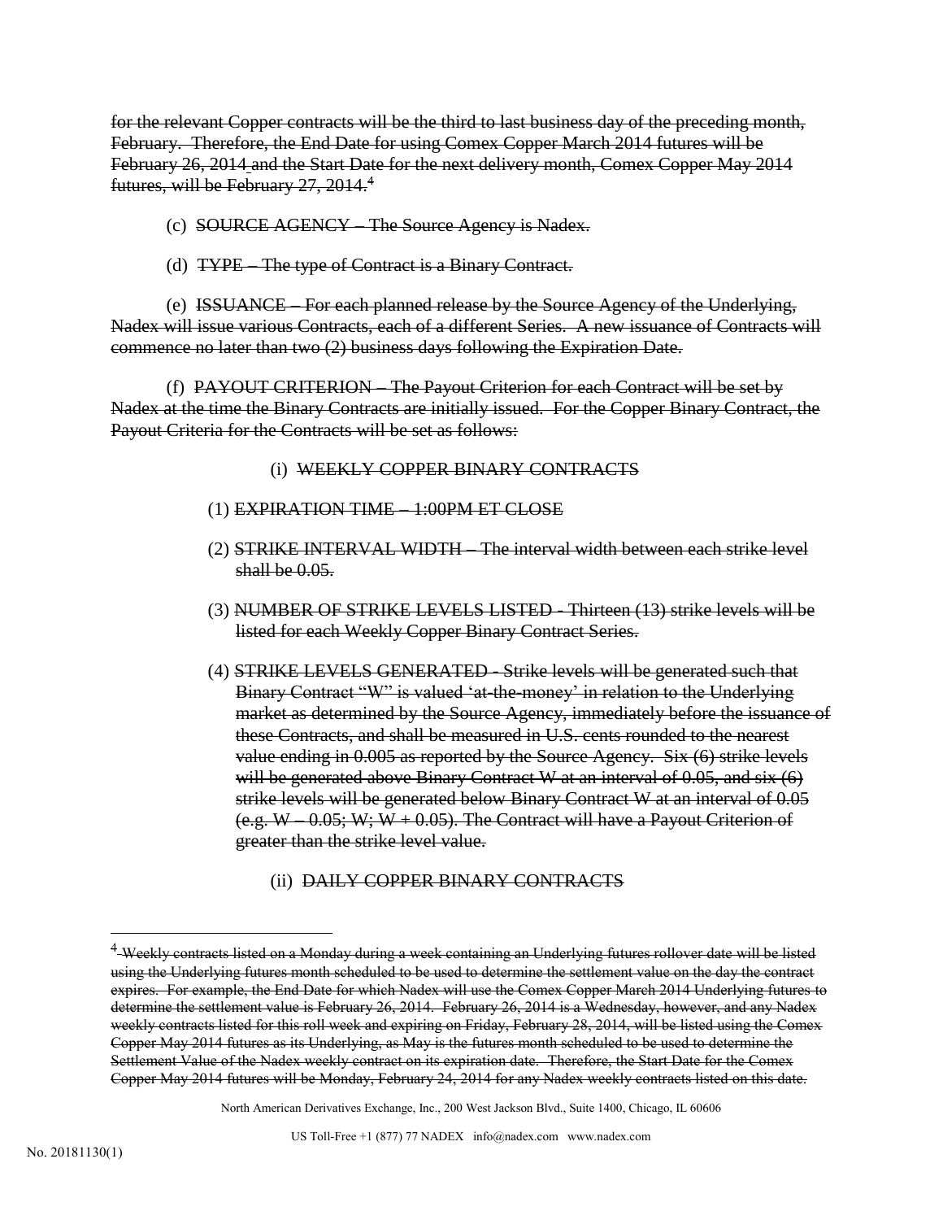~~for the relevant Copper contracts will be the third to last business day of the preceding month, February. Therefore, the End Date for using Comex Copper March 2014 futures will be February 26, 2014 and the Start Date for the next delivery month, Comex Copper May 2014 futures, will be February 27, 2014.~~[4]

(c) ~~SOURCE AGENCY – The Source Agency is Nadex.~~

(d) ~~TYPE – The type of Contract is a Binary Contract.~~

(e) ~~ISSUANCE – For each planned release by the Source Agency of the Underlying, Nadex will issue various Contracts, each of a different Series. A new issuance of Contracts will commence no later than two (2) business days following the Expiration Date.~~

(f) ~~PAYOUT CRITERION – The Payout Criterion for each Contract will be set by Nadex at the time the Binary Contracts are initially issued. For the Copper Binary Contract, the Payout Criteria for the Contracts will be set as follows:~~

(i) ~~WEEKLY COPPER BINARY CONTRACTS~~

(1) ~~EXPIRATION TIME – 1:00PM ET CLOSE~~

(2) ~~STRIKE INTERVAL WIDTH – The interval width between each strike level shall be 0.05.~~

(3) ~~NUMBER OF STRIKE LEVELS LISTED - Thirteen (13) strike levels will be listed for each Weekly Copper Binary Contract Series.~~

(4) ~~STRIKE LEVELS GENERATED - Strike levels will be generated such that Binary Contract "W" is valued 'at-the-money' in relation to the Underlying market as determined by the Source Agency, immediately before the issuance of these Contracts, and shall be measured in U.S. cents rounded to the nearest value ending in 0.005 as reported by the Source Agency. Six (6) strike levels will be generated above Binary Contract W at an interval of 0.05, and six (6) strike levels will be generated below Binary Contract W at an interval of 0.05 (e.g. W – 0.05; W; W + 0.05). The Contract will have a Payout Criterion of greater than the strike level value.~~

(ii) ~~DAILY COPPER BINARY CONTRACTS~~

---

[4] ~~Weekly contracts listed on a Monday during a week containing an Underlying futures rollover date will be listed using the Underlying futures month scheduled to be used to determine the settlement value on the day the contract expires. For example, the End Date for which Nadex will use the Comex Copper March 2014 Underlying futures to determine the settlement value is February 26, 2014. February 26, 2014 is a Wednesday, however, and any Nadex weekly contracts listed for this roll week and expiring on Friday, February 28, 2014, will be listed using the Comex Copper May 2014 futures as its Underlying, as May is the futures month scheduled to be used to determine the Settlement Value of the Nadex weekly contract on its expiration date. Therefore, the Start Date for the Comex Copper May 2014 futures will be Monday, February 24, 2014 for any Nadex weekly contracts listed on this date.~~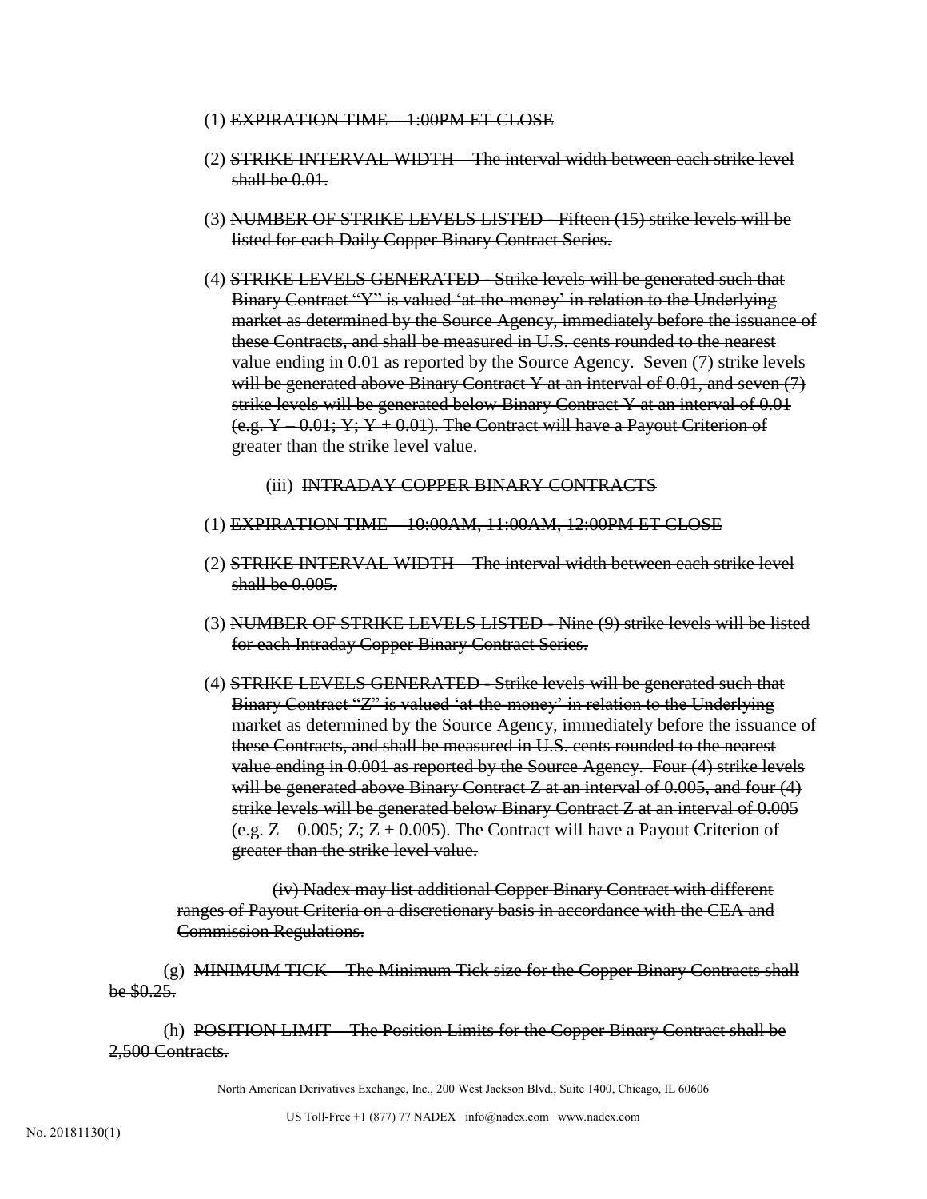(1) ~~EXPIRATION TIME – 1:00PM ET CLOSE~~

(2) ~~STRIKE INTERVAL WIDTH – The interval width between each strike level shall be 0.01.~~

(3) ~~NUMBER OF STRIKE LEVELS LISTED - Fifteen (15) strike levels will be listed for each Daily Copper Binary Contract Series.~~

(4) ~~STRIKE LEVELS GENERATED - Strike levels will be generated such that Binary Contract "Y" is valued 'at-the-money' in relation to the Underlying market as determined by the Source Agency, immediately before the issuance of these Contracts, and shall be measured in U.S. cents rounded to the nearest value ending in 0.01 as reported by the Source Agency. Seven (7) strike levels will be generated above Binary Contract Y at an interval of 0.01, and seven (7) strike levels will be generated below Binary Contract Y at an interval of 0.01 (e.g. Y – 0.01; Y; Y + 0.01). The Contract will have a Payout Criterion of greater than the strike level value.~~

(iii) ~~INTRADAY COPPER BINARY CONTRACTS~~

(1) ~~EXPIRATION TIME – 10:00AM, 11:00AM, 12:00PM ET CLOSE~~

(2) ~~STRIKE INTERVAL WIDTH – The interval width between each strike level shall be 0.005.~~

(3) ~~NUMBER OF STRIKE LEVELS LISTED - Nine (9) strike levels will be listed for each Intraday Copper Binary Contract Series.~~

(4) ~~STRIKE LEVELS GENERATED - Strike levels will be generated such that Binary Contract "Z" is valued 'at-the-money' in relation to the Underlying market as determined by the Source Agency, immediately before the issuance of these Contracts, and shall be measured in U.S. cents rounded to the nearest value ending in 0.001 as reported by the Source Agency. Four (4) strike levels will be generated above Binary Contract Z at an interval of 0.005, and four (4) strike levels will be generated below Binary Contract Z at an interval of 0.005 (e.g. Z – 0.005; Z; Z + 0.005). The Contract will have a Payout Criterion of greater than the strike level value.~~

~~(iv) Nadex may list additional Copper Binary Contract with different ranges of Payout Criteria on a discretionary basis in accordance with the CEA and Commission Regulations.~~

(g) ~~MINIMUM TICK – The Minimum Tick size for the Copper Binary Contracts shall be $0.25.~~

(h) ~~POSITION LIMIT – The Position Limits for the Copper Binary Contract shall be 2,500 Contracts.~~

North American Derivatives Exchange, Inc., 200 West Jackson Blvd., Suite 1400, Chicago, IL 60606

US Toll-Free +1 (877) 77 NADEX info@nadex.com www.nadex.com

No. 20181130(1)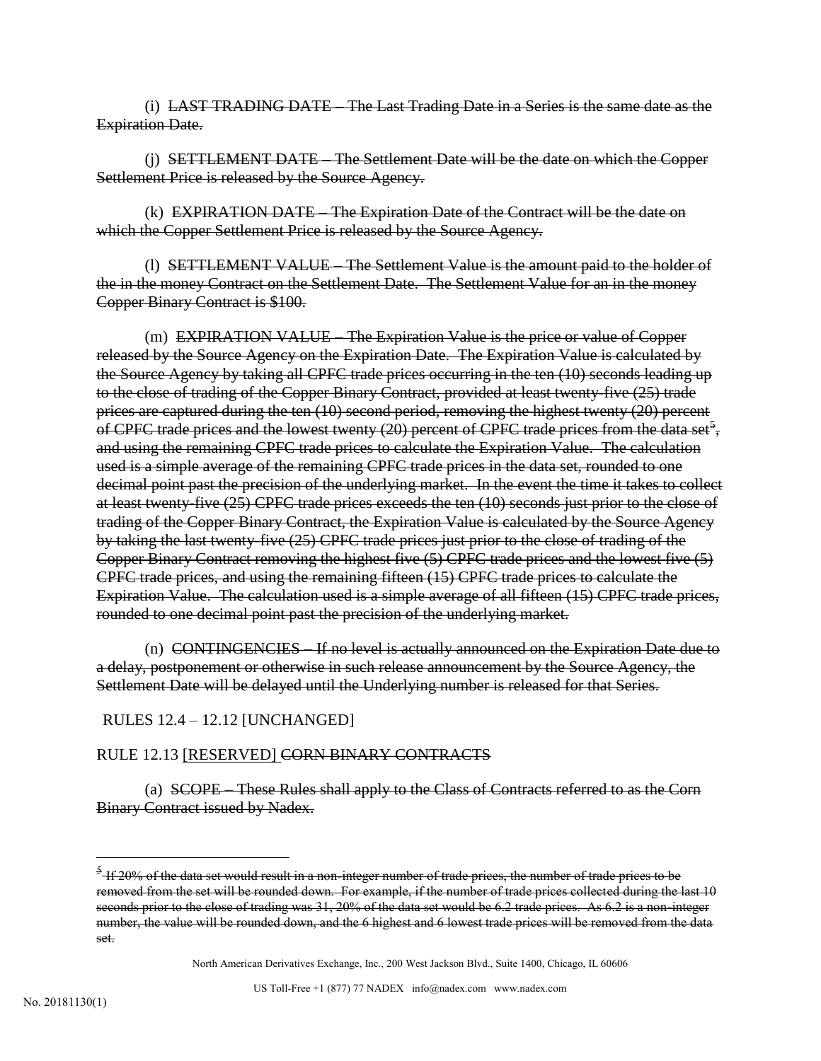(i) ~~LAST TRADING DATE – The Last Trading Date in a Series is the same date as the Expiration Date.~~

(j) ~~SETTLEMENT DATE – The Settlement Date will be the date on which the Copper Settlement Price is released by the Source Agency.~~

(k) ~~EXPIRATION DATE – The Expiration Date of the Contract will be the date on which the Copper Settlement Price is released by the Source Agency.~~

(l) ~~SETTLEMENT VALUE – The Settlement Value is the amount paid to the holder of the in the money Contract on the Settlement Date. The Settlement Value for an in the money Copper Binary Contract is $100.~~

(m) ~~EXPIRATION VALUE – The Expiration Value is the price or value of Copper released by the Source Agency on the Expiration Date. The Expiration Value is calculated by the Source Agency by taking all CPFC trade prices occurring in the ten (10) seconds leading up to the close of trading of the Copper Binary Contract, provided at least twenty-five (25) trade prices are captured during the ten (10) second period, removing the highest twenty (20) percent of CPFC trade prices and the lowest twenty (20) percent of CPFC trade prices from the data set[5], and using the remaining CPFC trade prices to calculate the Expiration Value. The calculation used is a simple average of the remaining CPFC trade prices in the data set, rounded to one decimal point past the precision of the underlying market. In the event the time it takes to collect at least twenty-five (25) CPFC trade prices exceeds the ten (10) seconds just prior to the close of trading of the Copper Binary Contract, the Expiration Value is calculated by the Source Agency by taking the last twenty-five (25) CPFC trade prices just prior to the close of trading of the Copper Binary Contract removing the highest five (5) CPFC trade prices and the lowest five (5) CPFC trade prices, and using the remaining fifteen (15) CPFC trade prices to calculate the Expiration Value. The calculation used is a simple average of all fifteen (15) CPFC trade prices, rounded to one decimal point past the precision of the underlying market.~~

(n) ~~CONTINGENCIES – If no level is actually announced on the Expiration Date due to a delay, postponement or otherwise in such release announcement by the Source Agency, the Settlement Date will be delayed until the Underlying number is released for that Series.~~

RULES 12.4 – 12.12 [UNCHANGED]

RULE 12.13 <u>[RESERVED]</u> ~~CORN BINARY CONTRACTS~~

(a) ~~SCOPE – These Rules shall apply to the Class of Contracts referred to as the Corn Binary Contract issued by Nadex.~~

---

[5] ~~If 20% of the data set would result in a non-integer number of trade prices, the number of trade prices to be removed from the set will be rounded down. For example, if the number of trade prices collected during the last 10 seconds prior to the close of trading was 31, 20% of the data set would be 6.2 trade prices. As 6.2 is a non-integer number, the value will be rounded down, and the 6 highest and 6 lowest trade prices will be removed from the data set.~~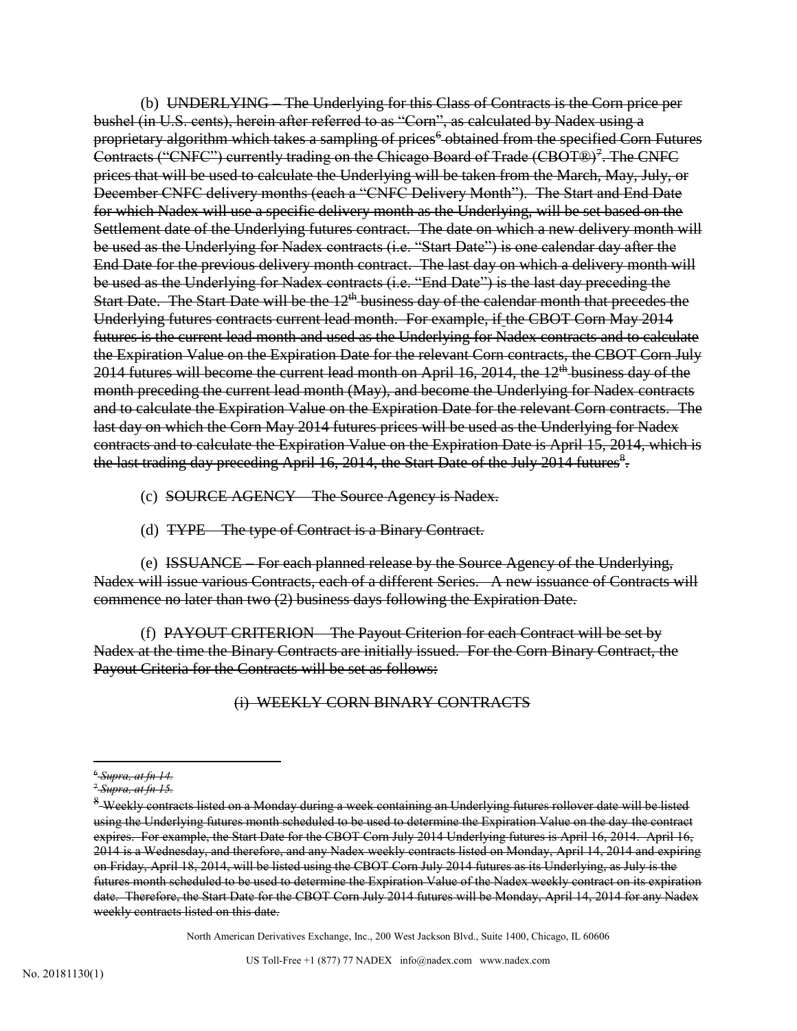(b) ~~UNDERLYING – The Underlying for this Class of Contracts is the Corn price per bushel (in U.S. cents), herein after referred to as "Corn", as calculated by Nadex using a proprietary algorithm which takes a sampling of prices[6] obtained from the specified Corn Futures Contracts ("CNFC") currently trading on the Chicago Board of Trade (CBOT®)[7]. The CNFC prices that will be used to calculate the Underlying will be taken from the March, May, July, or December CNFC delivery months (each a "CNFC Delivery Month"). The Start and End Date for which Nadex will use a specific delivery month as the Underlying, will be set based on the Settlement date of the Underlying futures contract. The date on which a new delivery month will be used as the Underlying for Nadex contracts (i.e. "Start Date") is one calendar day after the End Date for the previous delivery month contract. The last day on which a delivery month will be used as the Underlying for Nadex contracts (i.e. "End Date") is the last day preceding the Start Date. The Start Date will be the 12th business day of the calendar month that precedes the Underlying futures contracts current lead month. For example, if the CBOT Corn May 2014 futures is the current lead month and used as the Underlying for Nadex contracts and to calculate the Expiration Value on the Expiration Date for the relevant Corn contracts, the CBOT Corn July 2014 futures will become the current lead month on April 16, 2014, the 12th business day of the month preceding the current lead month (May), and become the Underlying for Nadex contracts and to calculate the Expiration Value on the Expiration Date for the relevant Corn contracts. The last day on which the Corn May 2014 futures prices will be used as the Underlying for Nadex contracts and to calculate the Expiration Value on the Expiration Date is April 15, 2014, which is the last trading day preceding April 16, 2014, the Start Date of the July 2014 futures[8].~~

(c) ~~SOURCE AGENCY – The Source Agency is Nadex.~~

(d) ~~TYPE – The type of Contract is a Binary Contract.~~

(e) ~~ISSUANCE – For each planned release by the Source Agency of the Underlying, Nadex will issue various Contracts, each of a different Series. A new issuance of Contracts will commence no later than two (2) business days following the Expiration Date.~~

(f) ~~PAYOUT CRITERION – The Payout Criterion for each Contract will be set by Nadex at the time the Binary Contracts are initially issued. For the Corn Binary Contract, the Payout Criteria for the Contracts will be set as follows:~~

~~(i) WEEKLY CORN BINARY CONTRACTS~~

---

[6] ~~*Supra, at fn 14.*~~

[7] ~~*Supra, at fn 15.*~~

[8] ~~Weekly contracts listed on a Monday during a week containing an Underlying futures rollover date will be listed using the Underlying futures month scheduled to be used to determine the Expiration Value on the day the contract expires. For example, the Start Date for the CBOT Corn July 2014 Underlying futures is April 16, 2014. April 16, 2014 is a Wednesday, and therefore, and any Nadex weekly contracts listed on Monday, April 14, 2014 and expiring on Friday, April 18, 2014, will be listed using the CBOT Corn July 2014 futures as its Underlying, as July is the futures month scheduled to be used to determine the Expiration Value of the Nadex weekly contract on its expiration date. Therefore, the Start Date for the CBOT Corn July 2014 futures will be Monday, April 14, 2014 for any Nadex weekly contracts listed on this date.~~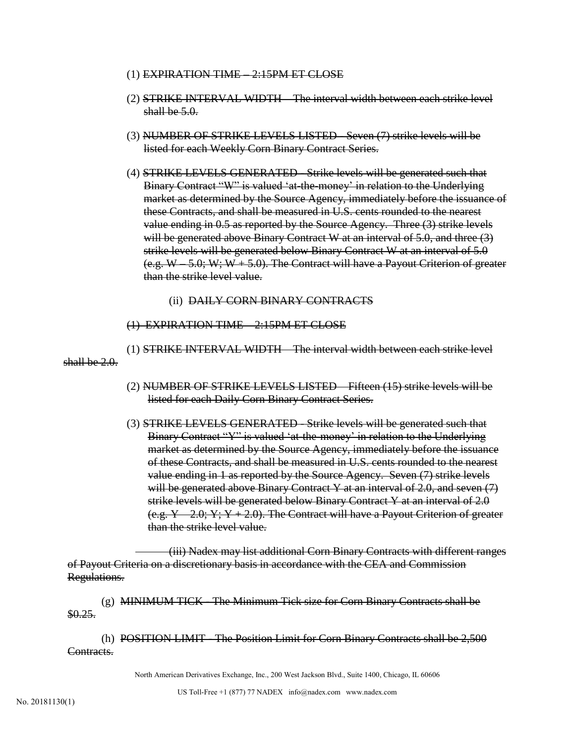(1) ~~EXPIRATION TIME – 2:15PM ET CLOSE~~

(2) ~~STRIKE INTERVAL WIDTH – The interval width between each strike level shall be 5.0.~~

(3) ~~NUMBER OF STRIKE LEVELS LISTED - Seven (7) strike levels will be listed for each Weekly Corn Binary Contract Series.~~

(4) ~~STRIKE LEVELS GENERATED - Strike levels will be generated such that Binary Contract "W" is valued 'at-the-money' in relation to the Underlying market as determined by the Source Agency, immediately before the issuance of these Contracts, and shall be measured in U.S. cents rounded to the nearest value ending in 0.5 as reported by the Source Agency. Three (3) strike levels will be generated above Binary Contract W at an interval of 5.0, and three (3) strike levels will be generated below Binary Contract W at an interval of 5.0 (e.g. W – 5.0; W; W + 5.0). The Contract will have a Payout Criterion of greater than the strike level value.~~

(ii) ~~DAILY CORN BINARY CONTRACTS~~

~~(1) EXPIRATION TIME – 2:15PM ET CLOSE~~

(1) ~~STRIKE INTERVAL WIDTH – The interval width between each strike level shall be 2.0.~~

(2) ~~NUMBER OF STRIKE LEVELS LISTED – Fifteen (15) strike levels will be listed for each Daily Corn Binary Contract Series.~~

(3) ~~STRIKE LEVELS GENERATED - Strike levels will be generated such that Binary Contract "Y" is valued 'at-the-money' in relation to the Underlying market as determined by the Source Agency, immediately before the issuance of these Contracts, and shall be measured in U.S. cents rounded to the nearest value ending in 1 as reported by the Source Agency. Seven (7) strike levels will be generated above Binary Contract Y at an interval of 2.0, and seven (7) strike levels will be generated below Binary Contract Y at an interval of 2.0 (e.g. Y – 2.0; Y; Y + 2.0). The Contract will have a Payout Criterion of greater than the strike level value.~~

~~(iii) Nadex may list additional Corn Binary Contracts with different ranges of Payout Criteria on a discretionary basis in accordance with the CEA and Commission Regulations.~~

(g) ~~MINIMUM TICK - The Minimum Tick size for Corn Binary Contracts shall be $0.25.~~

(h) ~~POSITION LIMIT - The Position Limit for Corn Binary Contracts shall be 2,500 Contracts.~~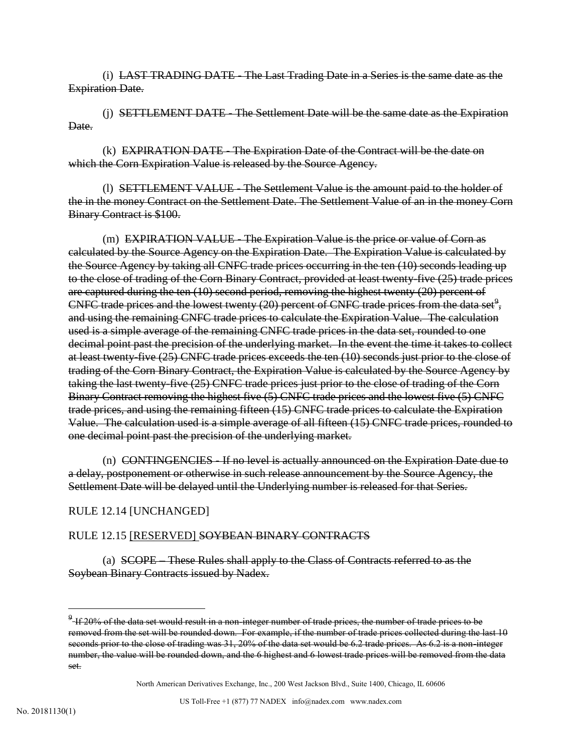(i) ~~LAST TRADING DATE - The Last Trading Date in a Series is the same date as the Expiration Date.~~

(j) ~~SETTLEMENT DATE - The Settlement Date will be the same date as the Expiration Date.~~

(k) ~~EXPIRATION DATE - The Expiration Date of the Contract will be the date on which the Corn Expiration Value is released by the Source Agency.~~

(l) ~~SETTLEMENT VALUE - The Settlement Value is the amount paid to the holder of the in the money Contract on the Settlement Date. The Settlement Value of an in the money Corn Binary Contract is $100.~~

(m) ~~EXPIRATION VALUE - The Expiration Value is the price or value of Corn as calculated by the Source Agency on the Expiration Date. The Expiration Value is calculated by the Source Agency by taking all CNFC trade prices occurring in the ten (10) seconds leading up to the close of trading of the Corn Binary Contract, provided at least twenty-five (25) trade prices are captured during the ten (10) second period, removing the highest twenty (20) percent of CNFC trade prices and the lowest twenty (20) percent of CNFC trade prices from the data set[9], and using the remaining CNFC trade prices to calculate the Expiration Value. The calculation used is a simple average of the remaining CNFC trade prices in the data set, rounded to one decimal point past the precision of the underlying market. In the event the time it takes to collect at least twenty-five (25) CNFC trade prices exceeds the ten (10) seconds just prior to the close of trading of the Corn Binary Contract, the Expiration Value is calculated by the Source Agency by taking the last twenty-five (25) CNFC trade prices just prior to the close of trading of the Corn Binary Contract removing the highest five (5) CNFC trade prices and the lowest five (5) CNFC trade prices, and using the remaining fifteen (15) CNFC trade prices to calculate the Expiration Value. The calculation used is a simple average of all fifteen (15) CNFC trade prices, rounded to one decimal point past the precision of the underlying market.~~

(n) ~~CONTINGENCIES - If no level is actually announced on the Expiration Date due to a delay, postponement or otherwise in such release announcement by the Source Agency, the Settlement Date will be delayed until the Underlying number is released for that Series.~~

RULE 12.14 [UNCHANGED]

RULE 12.15 <u>[RESERVED]</u> ~~SOYBEAN BINARY CONTRACTS~~

(a) ~~SCOPE – These Rules shall apply to the Class of Contracts referred to as the Soybean Binary Contracts issued by Nadex.~~

---

[9] ~~If 20% of the data set would result in a non-integer number of trade prices, the number of trade prices to be removed from the set will be rounded down. For example, if the number of trade prices collected during the last 10 seconds prior to the close of trading was 31, 20% of the data set would be 6.2 trade prices. As 6.2 is a non-integer number, the value will be rounded down, and the 6 highest and 6 lowest trade prices will be removed from the data set.~~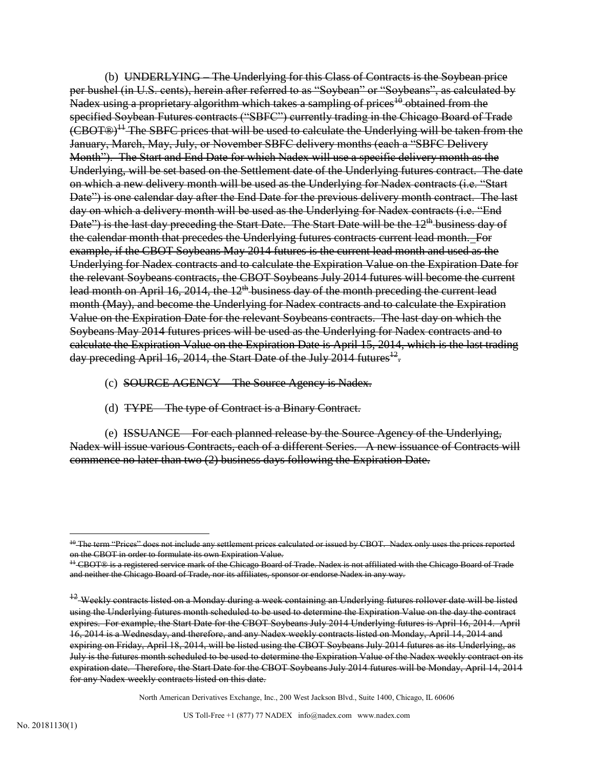(b) ~~UNDERLYING – The Underlying for this Class of Contracts is the Soybean price per bushel (in U.S. cents), herein after referred to as "Soybean" or "Soybeans", as calculated by Nadex using a proprietary algorithm which takes a sampling of prices[10] obtained from the specified Soybean Futures contracts ("SBFC") currently trading in the Chicago Board of Trade (CBOT®)[11] The SBFC prices that will be used to calculate the Underlying will be taken from the January, March, May, July, or November SBFC delivery months (each a "SBFC Delivery Month"). The Start and End Date for which Nadex will use a specific delivery month as the Underlying, will be set based on the Settlement date of the Underlying futures contract. The date on which a new delivery month will be used as the Underlying for Nadex contracts (i.e. "Start Date") is one calendar day after the End Date for the previous delivery month contract. The last day on which a delivery month will be used as the Underlying for Nadex contracts (i.e. "End Date") is the last day preceding the Start Date. The Start Date will be the 12th business day of the calendar month that precedes the Underlying futures contracts current lead month. For example, if the CBOT Soybeans May 2014 futures is the current lead month and used as the Underlying for Nadex contracts and to calculate the Expiration Value on the Expiration Date for the relevant Soybeans contracts, the CBOT Soybeans July 2014 futures will become the current lead month on April 16, 2014, the 12th business day of the month preceding the current lead month (May), and become the Underlying for Nadex contracts and to calculate the Expiration Value on the Expiration Date for the relevant Soybeans contracts. The last day on which the Soybeans May 2014 futures prices will be used as the Underlying for Nadex contracts and to calculate the Expiration Value on the Expiration Date is April 15, 2014, which is the last trading day preceding April 16, 2014, the Start Date of the July 2014 futures[12].~~

(c) ~~SOURCE AGENCY – The Source Agency is Nadex.~~

(d) ~~TYPE – The type of Contract is a Binary Contract.~~

(e) ~~ISSUANCE – For each planned release by the Source Agency of the Underlying, Nadex will issue various Contracts, each of a different Series. A new issuance of Contracts will commence no later than two (2) business days following the Expiration Date.~~

---

[10] ~~The term "Prices" does not include any settlement prices calculated or issued by CBOT. Nadex only uses the prices reported on the CBOT in order to formulate its own Expiration Value.~~

[11] ~~CBOT® is a registered service mark of the Chicago Board of Trade. Nadex is not affiliated with the Chicago Board of Trade and neither the Chicago Board of Trade, nor its affiliates, sponsor or endorse Nadex in any way.~~

[12] ~~Weekly contracts listed on a Monday during a week containing an Underlying futures rollover date will be listed using the Underlying futures month scheduled to be used to determine the Expiration Value on the day the contract expires. For example, the Start Date for the CBOT Soybeans July 2014 Underlying futures is April 16, 2014. April 16, 2014 is a Wednesday, and therefore, and any Nadex weekly contracts listed on Monday, April 14, 2014 and expiring on Friday, April 18, 2014, will be listed using the CBOT Soybeans July 2014 futures as its Underlying, as July is the futures month scheduled to be used to determine the Expiration Value of the Nadex weekly contract on its expiration date. Therefore, the Start Date for the CBOT Soybeans July 2014 futures will be Monday, April 14, 2014 for any Nadex weekly contracts listed on this date.~~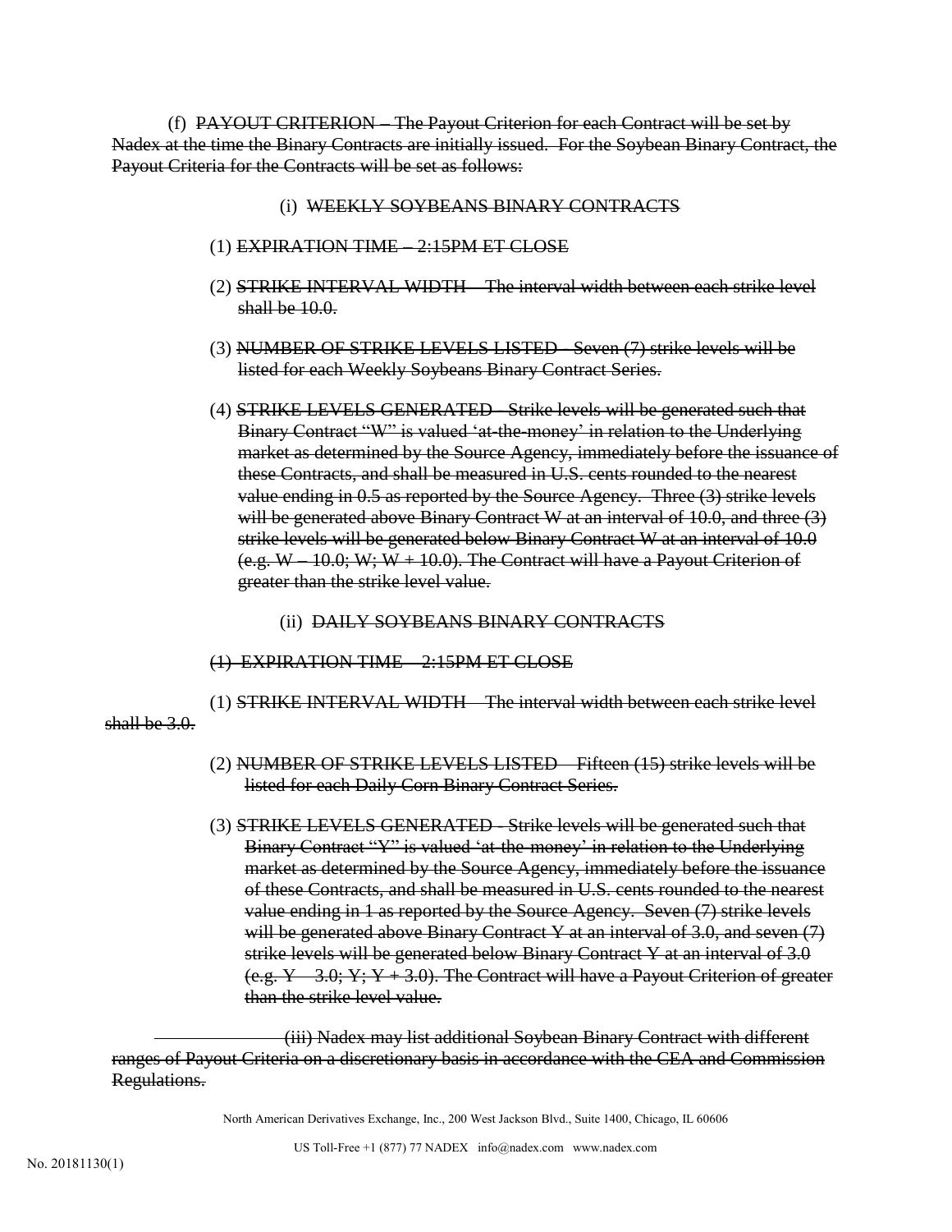(f) ~~PAYOUT CRITERION – The Payout Criterion for each Contract will be set by Nadex at the time the Binary Contracts are initially issued. For the Soybean Binary Contract, the Payout Criteria for the Contracts will be set as follows:~~

(i) ~~WEEKLY SOYBEANS BINARY CONTRACTS~~

(1) ~~EXPIRATION TIME – 2:15PM ET CLOSE~~

(2) ~~STRIKE INTERVAL WIDTH – The interval width between each strike level shall be 10.0.~~

(3) ~~NUMBER OF STRIKE LEVELS LISTED - Seven (7) strike levels will be listed for each Weekly Soybeans Binary Contract Series.~~

(4) ~~STRIKE LEVELS GENERATED - Strike levels will be generated such that Binary Contract "W" is valued 'at-the-money' in relation to the Underlying market as determined by the Source Agency, immediately before the issuance of these Contracts, and shall be measured in U.S. cents rounded to the nearest value ending in 0.5 as reported by the Source Agency. Three (3) strike levels will be generated above Binary Contract W at an interval of 10.0, and three (3) strike levels will be generated below Binary Contract W at an interval of 10.0 (e.g. W – 10.0; W; W + 10.0). The Contract will have a Payout Criterion of greater than the strike level value.~~

(ii) ~~DAILY SOYBEANS BINARY CONTRACTS~~

~~(1) EXPIRATION TIME – 2:15PM ET CLOSE~~

(1) ~~STRIKE INTERVAL WIDTH – The interval width between each strike level shall be 3.0.~~

(2) ~~NUMBER OF STRIKE LEVELS LISTED – Fifteen (15) strike levels will be listed for each Daily Corn Binary Contract Series.~~

(3) ~~STRIKE LEVELS GENERATED - Strike levels will be generated such that Binary Contract "Y" is valued 'at-the-money' in relation to the Underlying market as determined by the Source Agency, immediately before the issuance of these Contracts, and shall be measured in U.S. cents rounded to the nearest value ending in 1 as reported by the Source Agency. Seven (7) strike levels will be generated above Binary Contract Y at an interval of 3.0, and seven (7) strike levels will be generated below Binary Contract Y at an interval of 3.0 (e.g. Y – 3.0; Y; Y + 3.0). The Contract will have a Payout Criterion of greater than the strike level value.~~

~~(iii) Nadex may list additional Soybean Binary Contract with different ranges of Payout Criteria on a discretionary basis in accordance with the CEA and Commission Regulations.~~

No. 20181130(1)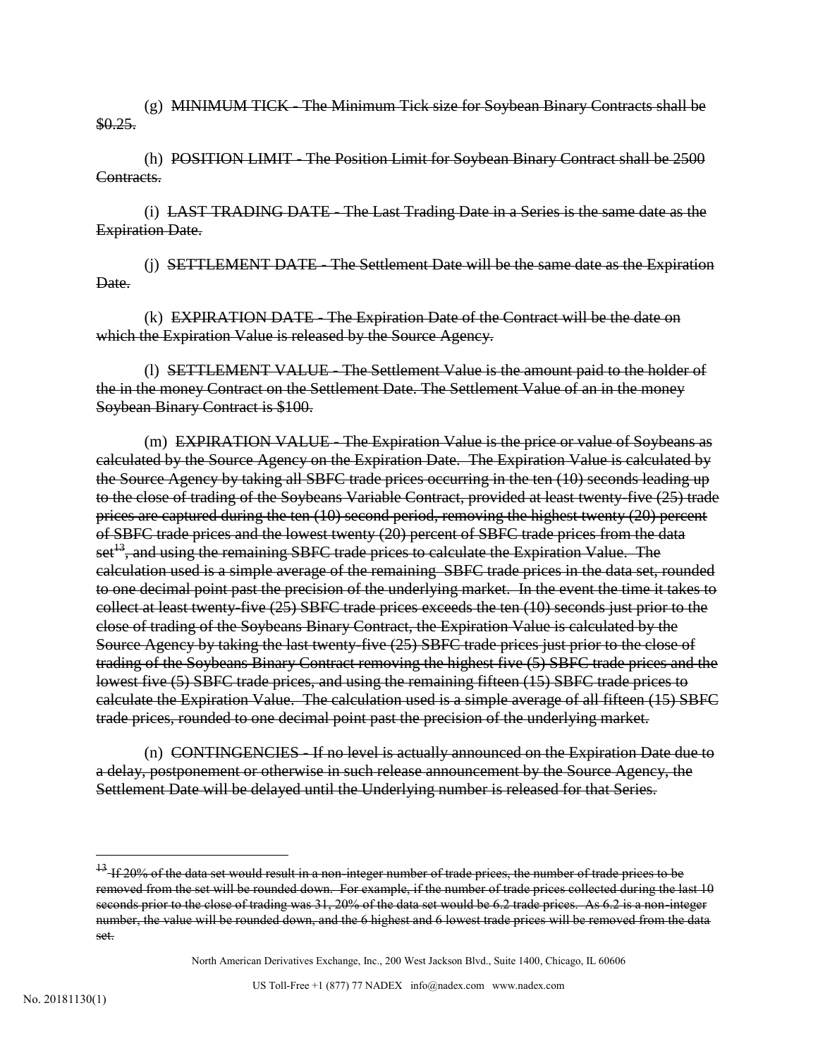(g) ~~MINIMUM TICK - The Minimum Tick size for Soybean Binary Contracts shall be $0.25.~~

(h) ~~POSITION LIMIT - The Position Limit for Soybean Binary Contract shall be 2500 Contracts.~~

(i) ~~LAST TRADING DATE - The Last Trading Date in a Series is the same date as the Expiration Date.~~

(j) ~~SETTLEMENT DATE - The Settlement Date will be the same date as the Expiration Date.~~

(k) ~~EXPIRATION DATE - The Expiration Date of the Contract will be the date on which the Expiration Value is released by the Source Agency.~~

(l) ~~SETTLEMENT VALUE - The Settlement Value is the amount paid to the holder of the in the money Contract on the Settlement Date. The Settlement Value of an in the money Soybean Binary Contract is $100.~~

(m) ~~EXPIRATION VALUE - The Expiration Value is the price or value of Soybeans as calculated by the Source Agency on the Expiration Date. The Expiration Value is calculated by the Source Agency by taking all SBFC trade prices occurring in the ten (10) seconds leading up to the close of trading of the Soybeans Variable Contract, provided at least twenty-five (25) trade prices are captured during the ten (10) second period, removing the highest twenty (20) percent of SBFC trade prices and the lowest twenty (20) percent of SBFC trade prices from the data set[13], and using the remaining SBFC trade prices to calculate the Expiration Value. The calculation used is a simple average of the remaining SBFC trade prices in the data set, rounded to one decimal point past the precision of the underlying market. In the event the time it takes to collect at least twenty-five (25) SBFC trade prices exceeds the ten (10) seconds just prior to the close of trading of the Soybeans Binary Contract, the Expiration Value is calculated by the Source Agency by taking the last twenty-five (25) SBFC trade prices just prior to the close of trading of the Soybeans Binary Contract removing the highest five (5) SBFC trade prices and the lowest five (5) SBFC trade prices, and using the remaining fifteen (15) SBFC trade prices to calculate the Expiration Value. The calculation used is a simple average of all fifteen (15) SBFC trade prices, rounded to one decimal point past the precision of the underlying market.~~

(n) ~~CONTINGENCIES - If no level is actually announced on the Expiration Date due to a delay, postponement or otherwise in such release announcement by the Source Agency, the Settlement Date will be delayed until the Underlying number is released for that Series.~~

---

[13] ~~If 20% of the data set would result in a non-integer number of trade prices, the number of trade prices to be removed from the set will be rounded down. For example, if the number of trade prices collected during the last 10 seconds prior to the close of trading was 31, 20% of the data set would be 6.2 trade prices. As 6.2 is a non-integer number, the value will be rounded down, and the 6 highest and 6 lowest trade prices will be removed from the data set.~~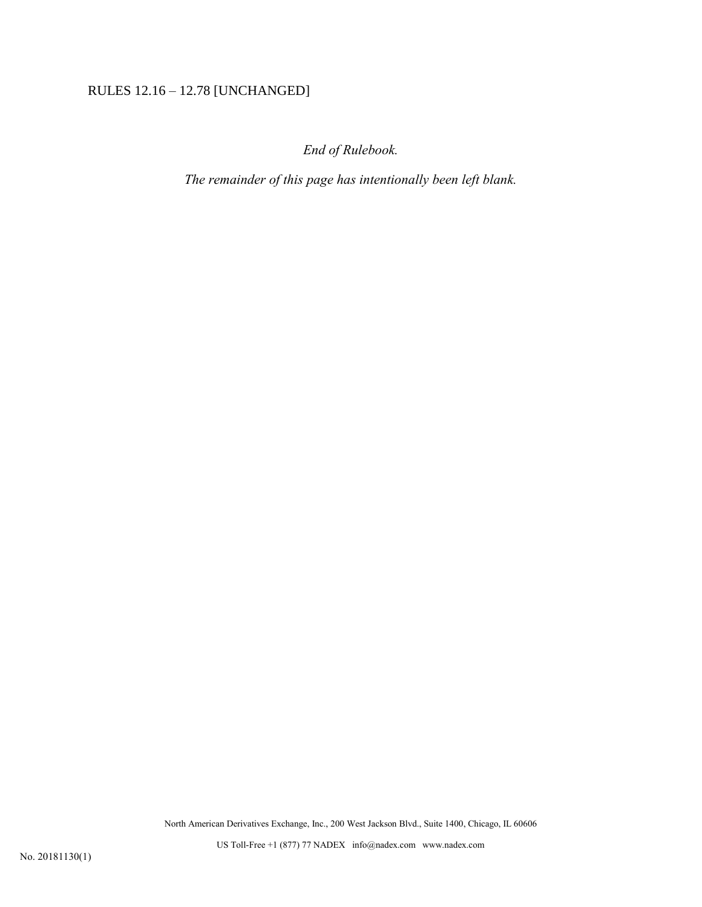RULES 12.16 – 12.78 [UNCHANGED]

*End of Rulebook.*

*The remainder of this page has intentionally been left blank.*